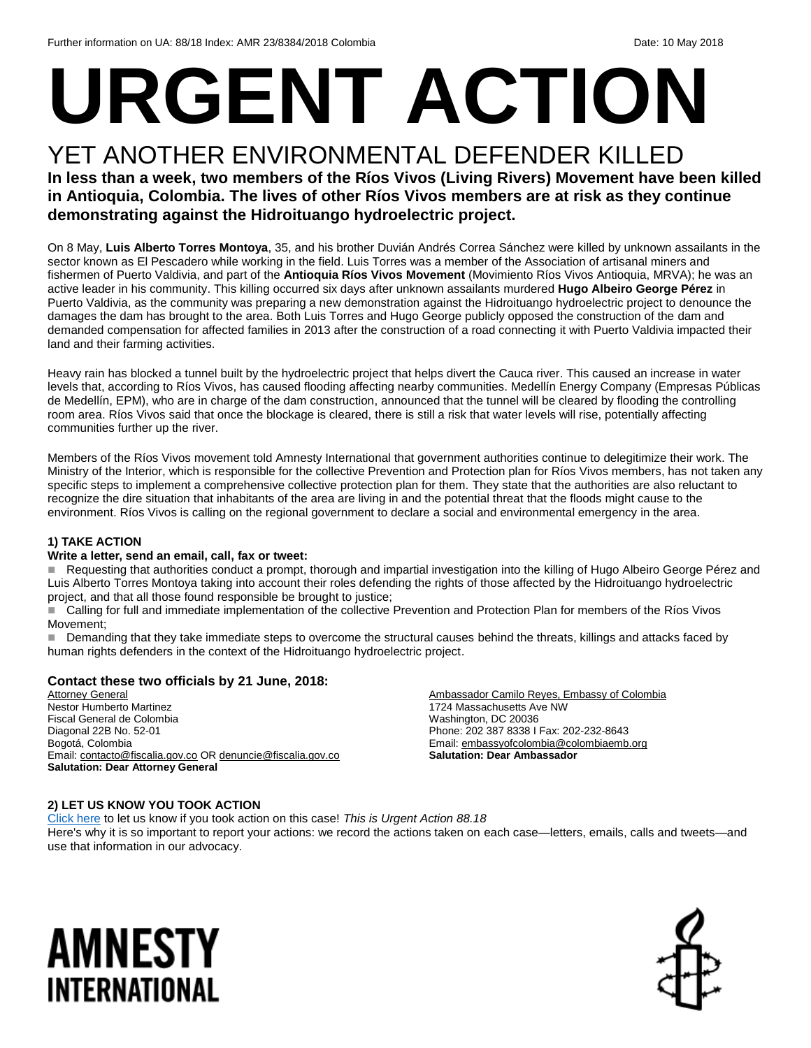Further information on UA: 88/18 Index: AMR 23/8384/2018 Colombia Date: 10 May 2018

# URGENT ACTION

## YET ANOTHER ENVIRONMENTAL DEFENDER KILLED

**In less than a week, two members of the Ríos Vivos (Living Rivers) Movement have been killed in Antioquia, Colombia. The lives of other Ríos Vivos members are at risk as they continue demonstrating against the Hidroituango hydroelectric project.**

On 8 May, **Luis Alberto Torres Montoya**, 35, and his brother Duvián Andrés Correa Sánchez were killed by unknown assailants in the sector known as El Pescadero while working in the field. Luis Torres was a member of the Association of artisanal miners and fishermen of Puerto Valdivia, and part of the **Antioquia Ríos Vivos Movement** (Movimiento Ríos Vivos Antioquia, MRVA); he was an active leader in his community. This killing occurred six days after unknown assailants murdered **Hugo Albeiro George Pérez** in Puerto Valdivia, as the community was preparing a new demonstration against the Hidroituango hydroelectric project to denounce the damages the dam has brought to the area. Both Luis Torres and Hugo George publicly opposed the construction of the dam and demanded compensation for affected families in 2013 after the construction of a road connecting it with Puerto Valdivia impacted their land and their farming activities.

Heavy rain has blocked a tunnel built by the hydroelectric project that helps divert the Cauca river. This caused an increase in water levels that, according to Ríos Vivos, has caused flooding affecting nearby communities. Medellín Energy Company (Empresas Públicas de Medellín, EPM), who are in charge of the dam construction, announced that the tunnel will be cleared by flooding the controlling room area. Ríos Vivos said that once the blockage is cleared, there is still a risk that water levels will rise, potentially affecting communities further up the river.

Members of the Ríos Vivos movement told Amnesty International that government authorities continue to delegitimize their work. The Ministry of the Interior, which is responsible for the collective Prevention and Protection plan for Ríos Vivos members, has not taken any specific steps to implement a comprehensive collective protection plan for them. They state that the authorities are also reluctant to recognize the dire situation that inhabitants of the area are living in and the potential threat that the floods might cause to the environment. Ríos Vivos is calling on the regional government to declare a social and environmental emergency in the area.

### 1) TAKE ACTION

**Write a letter, send an email, call, fax or tweet:**

- Requesting that authorities conduct a prompt, thorough and impartial investigation into the killing of Hugo Albeiro George Pérez and Luis Alberto Torres Montoya taking into account their roles defending the rights of those affected by the Hidroituango hydroelectric project, and that all those found responsible be brought to justice;
- Calling for full and immediate implementation of the collective Prevention and Protection Plan for members of the Ríos Vivos Movement;
- Demanding that they take immediate steps to overcome the structural causes behind the threats, killings and attacks faced by human rights defenders in the context of the Hidroituango hydroelectric project.

### Contact these two officials by 21 June, 2018:

Attorney General
Nestor Humberto Martinez
Fiscal General de Colombia
Diagonal 22B No. 52-01
Bogotá, Colombia
Email: contacto@fiscalia.gov.co OR denuncie@fiscalia.gov.co
**Salutation: Dear Attorney General**

Ambassador Camilo Reyes, Embassy of Colombia
1724 Massachusetts Ave NW
Washington, DC 20036
Phone: 202 387 8338 I Fax: 202-232-8643
Email: embassyofcolombia@colombiaemb.org
**Salutation: Dear Ambassador**

### 2) LET US KNOW YOU TOOK ACTION

Click here to let us know if you took action on this case! *This is Urgent Action 88.18*
Here's why it is so important to report your actions: we record the actions taken on each case—letters, emails, calls and tweets—and use that information in our advocacy.

AMNESTY INTERNATIONAL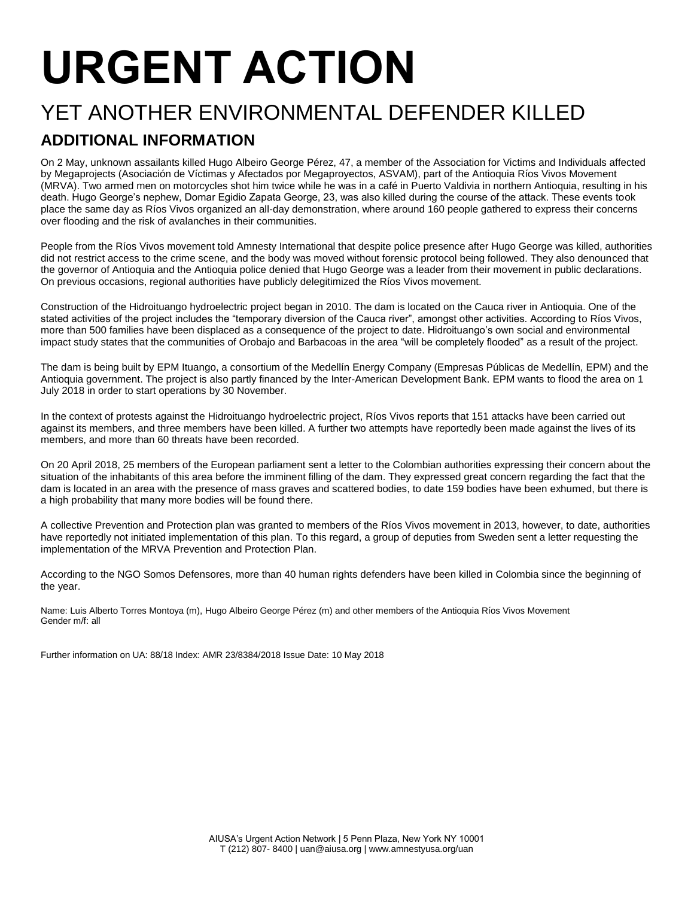# URGENT ACTION

## YET ANOTHER ENVIRONMENTAL DEFENDER KILLED

### ADDITIONAL INFORMATION

On 2 May, unknown assailants killed Hugo Albeiro George Pérez, 47, a member of the Association for Victims and Individuals affected by Megaprojects (Asociación de Víctimas y Afectados por Megaproyectos, ASVAM), part of the Antioquia Ríos Vivos Movement (MRVA). Two armed men on motorcycles shot him twice while he was in a café in Puerto Valdivia in northern Antioquia, resulting in his death. Hugo George's nephew, Domar Egidio Zapata George, 23, was also killed during the course of the attack. These events took place the same day as Ríos Vivos organized an all-day demonstration, where around 160 people gathered to express their concerns over flooding and the risk of avalanches in their communities.

People from the Ríos Vivos movement told Amnesty International that despite police presence after Hugo George was killed, authorities did not restrict access to the crime scene, and the body was moved without forensic protocol being followed. They also denounced that the governor of Antioquia and the Antioquia police denied that Hugo George was a leader from their movement in public declarations. On previous occasions, regional authorities have publicly delegitimized the Ríos Vivos movement.

Construction of the Hidroituango hydroelectric project began in 2010. The dam is located on the Cauca river in Antioquia. One of the stated activities of the project includes the "temporary diversion of the Cauca river", amongst other activities. According to Ríos Vivos, more than 500 families have been displaced as a consequence of the project to date. Hidroituango's own social and environmental impact study states that the communities of Orobajo and Barbacoas in the area "will be completely flooded" as a result of the project.

The dam is being built by EPM Ituango, a consortium of the Medellín Energy Company (Empresas Públicas de Medellín, EPM) and the Antioquia government. The project is also partly financed by the Inter-American Development Bank. EPM wants to flood the area on 1 July 2018 in order to start operations by 30 November.

In the context of protests against the Hidroituango hydroelectric project, Ríos Vivos reports that 151 attacks have been carried out against its members, and three members have been killed. A further two attempts have reportedly been made against the lives of its members, and more than 60 threats have been recorded.

On 20 April 2018, 25 members of the European parliament sent a letter to the Colombian authorities expressing their concern about the situation of the inhabitants of this area before the imminent filling of the dam. They expressed great concern regarding the fact that the dam is located in an area with the presence of mass graves and scattered bodies, to date 159 bodies have been exhumed, but there is a high probability that many more bodies will be found there.

A collective Prevention and Protection plan was granted to members of the Ríos Vivos movement in 2013, however, to date, authorities have reportedly not initiated implementation of this plan. To this regard, a group of deputies from Sweden sent a letter requesting the implementation of the MRVA Prevention and Protection Plan.

According to the NGO Somos Defensores, more than 40 human rights defenders have been killed in Colombia since the beginning of the year.

Name: Luis Alberto Torres Montoya (m), Hugo Albeiro George Pérez (m) and other members of the Antioquia Ríos Vivos Movement
Gender m/f: all

Further information on UA: 88/18 Index: AMR 23/8384/2018 Issue Date: 10 May 2018

AIUSA's Urgent Action Network | 5 Penn Plaza, New York NY 10001
T (212) 807- 8400 | uan@aiusa.org | www.amnestyusa.org/uan